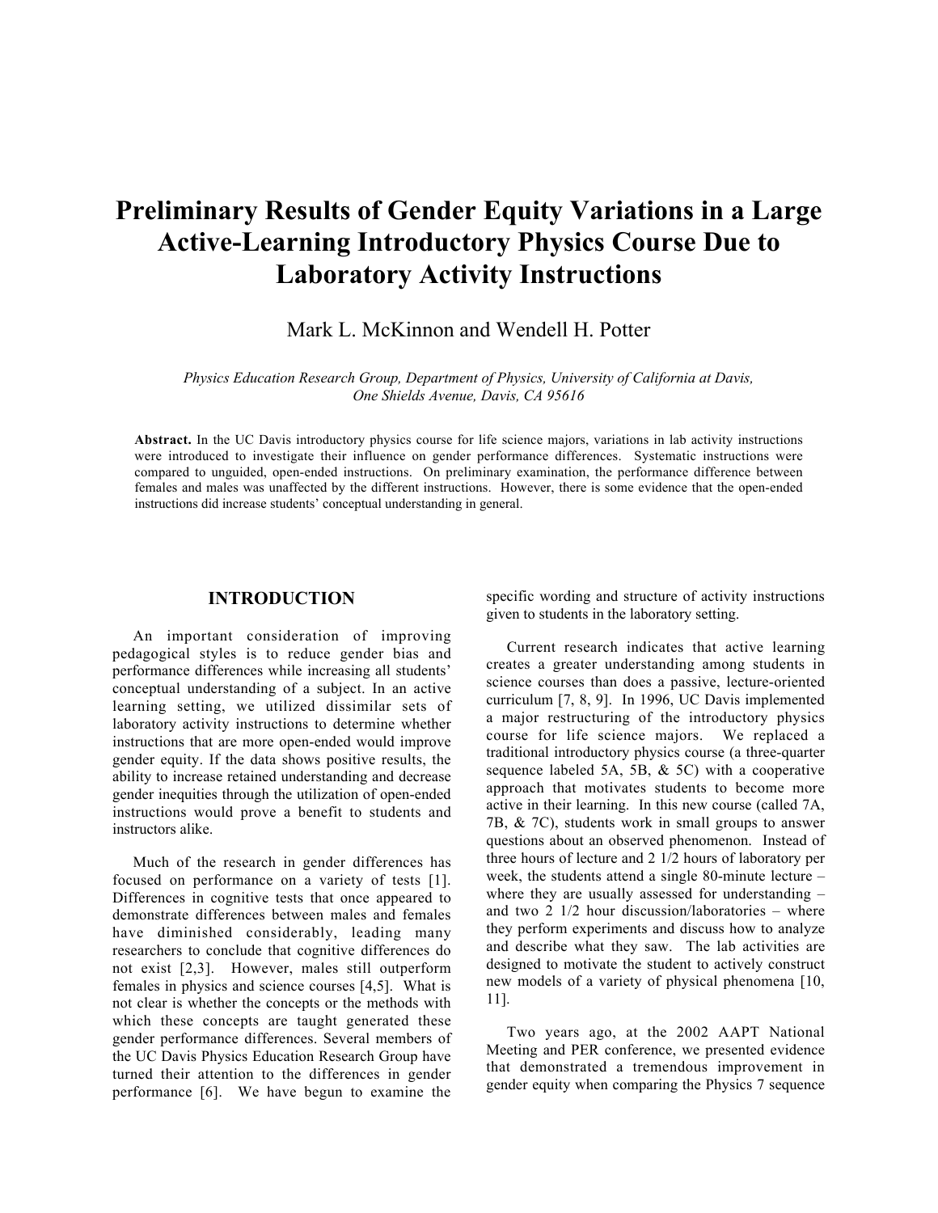# Preliminary Results of Gender Equity Variations in a Large Active-Learning Introductory Physics Course Due to Laboratory Activity Instructions

Mark L. McKinnon and Wendell H. Potter

*Physics Education Research Group, Department of Physics, University of California at Davis, One Shields Avenue, Davis, CA 95616*

**Abstract.** In the UC Davis introductory physics course for life science majors, variations in lab activity instructions were introduced to investigate their influence on gender performance differences. Systematic instructions were compared to unguided, open-ended instructions. On preliminary examination, the performance difference between females and males was unaffected by the different instructions. However, there is some evidence that the open-ended instructions did increase students' conceptual understanding in general.

## INTRODUCTION

An important consideration of improving pedagogical styles is to reduce gender bias and performance differences while increasing all students' conceptual understanding of a subject. In an active learning setting, we utilized dissimilar sets of laboratory activity instructions to determine whether instructions that are more open-ended would improve gender equity. If the data shows positive results, the ability to increase retained understanding and decrease gender inequities through the utilization of open-ended instructions would prove a benefit to students and instructors alike.

Much of the research in gender differences has focused on performance on a variety of tests [1]. Differences in cognitive tests that once appeared to demonstrate differences between males and females have diminished considerably, leading many researchers to conclude that cognitive differences do not exist [2,3]. However, males still outperform females in physics and science courses [4,5]. What is not clear is whether the concepts or the methods with which these concepts are taught generated these gender performance differences. Several members of the UC Davis Physics Education Research Group have turned their attention to the differences in gender performance [6]. We have begun to examine the specific wording and structure of activity instructions given to students in the laboratory setting.

Current research indicates that active learning creates a greater understanding among students in science courses than does a passive, lecture-oriented curriculum [7, 8, 9]. In 1996, UC Davis implemented a major restructuring of the introductory physics course for life science majors. We replaced a traditional introductory physics course (a three-quarter sequence labeled 5A, 5B, & 5C) with a cooperative approach that motivates students to become more active in their learning. In this new course (called 7A, 7B, & 7C), students work in small groups to answer questions about an observed phenomenon. Instead of three hours of lecture and 2 1/2 hours of laboratory per week, the students attend a single 80-minute lecture – where they are usually assessed for understanding – and two 2 1/2 hour discussion/laboratories – where they perform experiments and discuss how to analyze and describe what they saw. The lab activities are designed to motivate the student to actively construct new models of a variety of physical phenomena [10, 11].

Two years ago, at the 2002 AAPT National Meeting and PER conference, we presented evidence that demonstrated a tremendous improvement in gender equity when comparing the Physics 7 sequence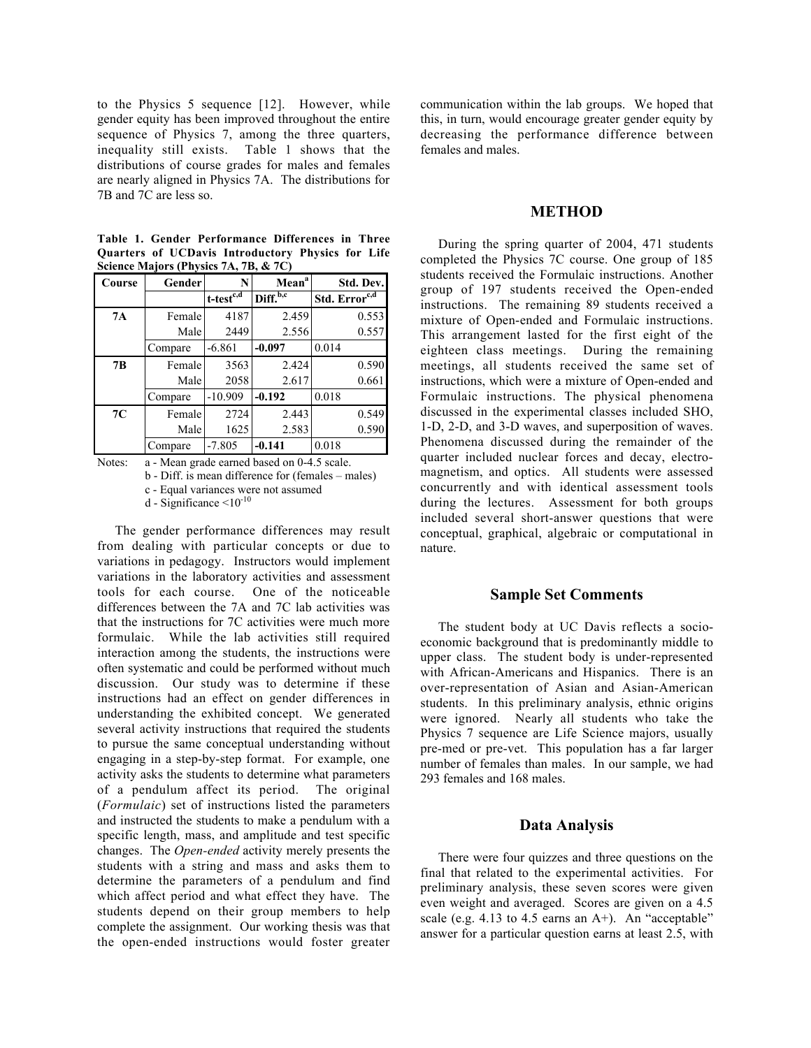to the Physics 5 sequence [12]. However, while gender equity has been improved throughout the entire sequence of Physics 7, among the three quarters, inequality still exists. Table 1 shows that the distributions of course grades for males and females are nearly aligned in Physics 7A. The distributions for 7B and 7C are less so.

**Table 1. Gender Performance Differences in Three Quarters of UCDavis Introductory Physics for Life Science Majors (Physics 7A, 7B, & 7C)**

| Course | Gender | N | Mean[a] | Std. Dev. |
|---|---|---|---|---|
| | | t-test[c,d] | Diff.[b,c] | Std. Error[c,d] |
| **7A** | Female | 4187 | 2.459 | 0.553 |
| | Male | 2449 | 2.556 | 0.557 |
| | Compare | -6.861 | **-0.097** | 0.014 |
| **7B** | Female | 3563 | 2.424 | 0.590 |
| | Male | 2058 | 2.617 | 0.661 |
| | Compare | -10.909 | **-0.192** | 0.018 |
| **7C** | Female | 2724 | 2.443 | 0.549 |
| | Male | 1625 | 2.583 | 0.590 |
| | Compare | -7.805 | **-0.141** | 0.018 |

Notes: a - Mean grade earned based on 0-4.5 scale.
b - Diff. is mean difference for (females – males)
c - Equal variances were not assumed
d - Significance $<10^{-10}$

The gender performance differences may result from dealing with particular concepts or due to variations in pedagogy. Instructors would implement variations in the laboratory activities and assessment tools for each course. One of the noticeable differences between the 7A and 7C lab activities was that the instructions for 7C activities were much more formulaic. While the lab activities still required interaction among the students, the instructions were often systematic and could be performed without much discussion. Our study was to determine if these instructions had an effect on gender differences in understanding the exhibited concept. We generated several activity instructions that required the students to pursue the same conceptual understanding without engaging in a step-by-step format. For example, one activity asks the students to determine what parameters of a pendulum affect its period. The original (*Formulaic*) set of instructions listed the parameters and instructed the students to make a pendulum with a specific length, mass, and amplitude and test specific changes. The *Open-ended* activity merely presents the students with a string and mass and asks them to determine the parameters of a pendulum and find which affect period and what effect they have. The students depend on their group members to help complete the assignment. Our working thesis was that the open-ended instructions would foster greater communication within the lab groups. We hoped that this, in turn, would encourage greater gender equity by decreasing the performance difference between females and males.

## METHOD

During the spring quarter of 2004, 471 students completed the Physics 7C course. One group of 185 students received the Formulaic instructions. Another group of 197 students received the Open-ended instructions. The remaining 89 students received a mixture of Open-ended and Formulaic instructions. This arrangement lasted for the first eight of the eighteen class meetings. During the remaining meetings, all students received the same set of instructions, which were a mixture of Open-ended and Formulaic instructions. The physical phenomena discussed in the experimental classes included SHO, 1-D, 2-D, and 3-D waves, and superposition of waves. Phenomena discussed during the remainder of the quarter included nuclear forces and decay, electro-magnetism, and optics. All students were assessed concurrently and with identical assessment tools during the lectures. Assessment for both groups included several short-answer questions that were conceptual, graphical, algebraic or computational in nature.

### Sample Set Comments

The student body at UC Davis reflects a socio-economic background that is predominantly middle to upper class. The student body is under-represented with African-Americans and Hispanics. There is an over-representation of Asian and Asian-American students. In this preliminary analysis, ethnic origins were ignored. Nearly all students who take the Physics 7 sequence are Life Science majors, usually pre-med or pre-vet. This population has a far larger number of females than males. In our sample, we had 293 females and 168 males.

### Data Analysis

There were four quizzes and three questions on the final that related to the experimental activities. For preliminary analysis, these seven scores were given even weight and averaged. Scores are given on a 4.5 scale (e.g. 4.13 to 4.5 earns an A+). An "acceptable" answer for a particular question earns at least 2.5, with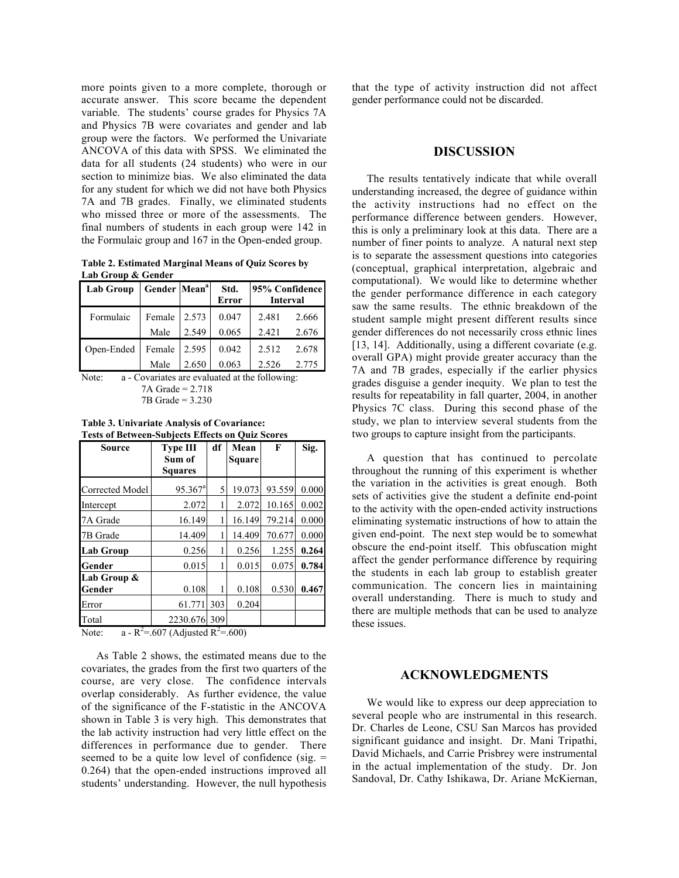more points given to a more complete, thorough or accurate answer. This score became the dependent variable. The students' course grades for Physics 7A and Physics 7B were covariates and gender and lab group were the factors. We performed the Univariate ANCOVA of this data with SPSS. We eliminated the data for all students (24 students) who were in our section to minimize bias. We also eliminated the data for any student for which we did not have both Physics 7A and 7B grades. Finally, we eliminated students who missed three or more of the assessments. The final numbers of students in each group were 142 in the Formulaic group and 167 in the Open-ended group.

**Table 2. Estimated Marginal Means of Quiz Scores by Lab Group & Gender**

| Lab Group | Gender | Mean[a] | Std. Error | 95% Confidence Interval | |
|---|---|---|---|---|---|
| Formulaic | Female | 2.573 | 0.047 | 2.481 | 2.666 |
| | Male | 2.549 | 0.065 | 2.421 | 2.676 |
| Open-Ended | Female | 2.595 | 0.042 | 2.512 | 2.678 |
| | Male | 2.650 | 0.063 | 2.526 | 2.775 |

Note: a - Covariates are evaluated at the following:
7A Grade = 2.718
7B Grade = 3.230

**Table 3. Univariate Analysis of Covariance: Tests of Between-Subjects Effects on Quiz Scores**

| Source | Type III Sum of Squares | df | Mean Square | F | Sig. |
|---|---|---|---|---|---|
| Corrected Model | 95.367[a] | 5 | 19.073 | 93.559 | 0.000 |
| Intercept | 2.072 | 1 | 2.072 | 10.165 | 0.002 |
| 7A Grade | 16.149 | 1 | 16.149 | 79.214 | 0.000 |
| 7B Grade | 14.409 | 1 | 14.409 | 70.677 | 0.000 |
| **Lab Group** | 0.256 | 1 | 0.256 | 1.255 | **0.264** |
| **Gender** | 0.015 | 1 | 0.015 | 0.075 | **0.784** |
| **Lab Group & Gender** | 0.108 | 1 | 0.108 | 0.530 | **0.467** |
| Error | 61.771 | 303 | 0.204 | | |
| Total | 2230.676 | 309 | | | |

Note: a - $R^2$=.607 (Adjusted $R^2$=.600)

As Table 2 shows, the estimated means due to the covariates, the grades from the first two quarters of the course, are very close. The confidence intervals overlap considerably. As further evidence, the value of the significance of the F-statistic in the ANCOVA shown in Table 3 is very high. This demonstrates that the lab activity instruction had very little effect on the differences in performance due to gender. There seemed to be a quite low level of confidence (sig. = 0.264) that the open-ended instructions improved all students' understanding. However, the null hypothesis that the type of activity instruction did not affect gender performance could not be discarded.

## DISCUSSION

The results tentatively indicate that while overall understanding increased, the degree of guidance within the activity instructions had no effect on the performance difference between genders. However, this is only a preliminary look at this data. There are a number of finer points to analyze. A natural next step is to separate the assessment questions into categories (conceptual, graphical interpretation, algebraic and computational). We would like to determine whether the gender performance difference in each category saw the same results. The ethnic breakdown of the student sample might present different results since gender differences do not necessarily cross ethnic lines [13, 14]. Additionally, using a different covariate (e.g. overall GPA) might provide greater accuracy than the 7A and 7B grades, especially if the earlier physics grades disguise a gender inequity. We plan to test the results for repeatability in fall quarter, 2004, in another Physics 7C class. During this second phase of the study, we plan to interview several students from the two groups to capture insight from the participants.

A question that has continued to percolate throughout the running of this experiment is whether the variation in the activities is great enough. Both sets of activities give the student a definite end-point to the activity with the open-ended activity instructions eliminating systematic instructions of how to attain the given end-point. The next step would be to somewhat obscure the end-point itself. This obfuscation might affect the gender performance difference by requiring the students in each lab group to establish greater communication. The concern lies in maintaining overall understanding. There is much to study and there are multiple methods that can be used to analyze these issues.

## ACKNOWLEDGMENTS

We would like to express our deep appreciation to several people who are instrumental in this research. Dr. Charles de Leone, CSU San Marcos has provided significant guidance and insight. Dr. Mani Tripathi, David Michaels, and Carrie Prisbrey were instrumental in the actual implementation of the study. Dr. Jon Sandoval, Dr. Cathy Ishikawa, Dr. Ariane McKiernan,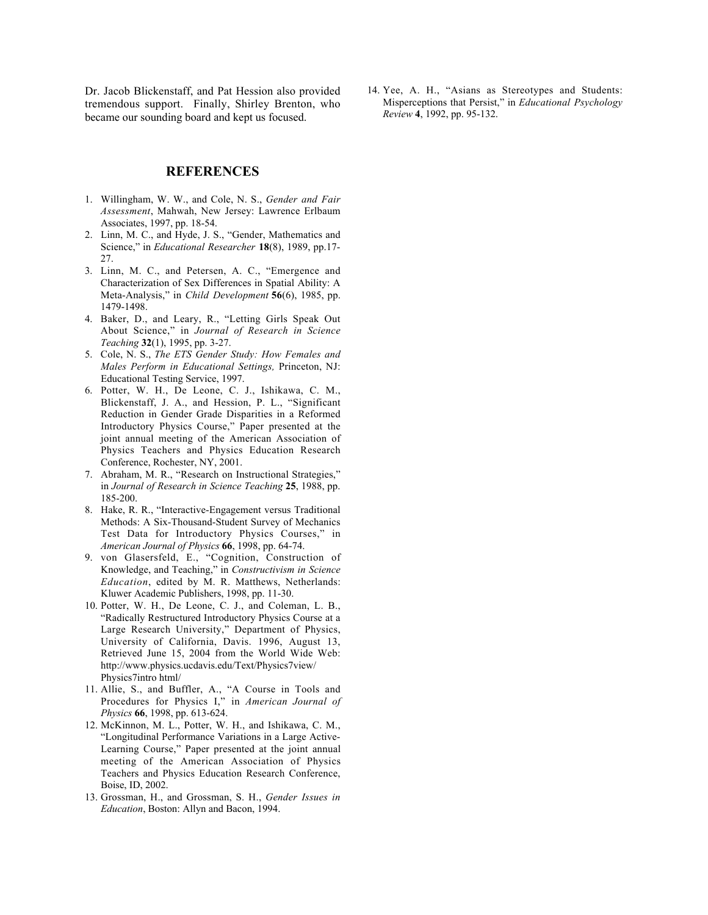Dr. Jacob Blickenstaff, and Pat Hession also provided tremendous support. Finally, Shirley Brenton, who became our sounding board and kept us focused.

## REFERENCES

1. Willingham, W. W., and Cole, N. S., *Gender and Fair Assessment*, Mahwah, New Jersey: Lawrence Erlbaum Associates, 1997, pp. 18-54.
2. Linn, M. C., and Hyde, J. S., "Gender, Mathematics and Science," in *Educational Researcher* **18**(8), 1989, pp.17-27.
3. Linn, M. C., and Petersen, A. C., "Emergence and Characterization of Sex Differences in Spatial Ability: A Meta-Analysis," in *Child Development* **56**(6), 1985, pp. 1479-1498.
4. Baker, D., and Leary, R., "Letting Girls Speak Out About Science," in *Journal of Research in Science Teaching* **32**(1), 1995, pp. 3-27.
5. Cole, N. S., *The ETS Gender Study: How Females and Males Perform in Educational Settings,* Princeton, NJ: Educational Testing Service, 1997.
6. Potter, W. H., De Leone, C. J., Ishikawa, C. M., Blickenstaff, J. A., and Hession, P. L., "Significant Reduction in Gender Grade Disparities in a Reformed Introductory Physics Course," Paper presented at the joint annual meeting of the American Association of Physics Teachers and Physics Education Research Conference, Rochester, NY, 2001.
7. Abraham, M. R., "Research on Instructional Strategies," in *Journal of Research in Science Teaching* **25**, 1988, pp. 185-200.
8. Hake, R. R., "Interactive-Engagement versus Traditional Methods: A Six-Thousand-Student Survey of Mechanics Test Data for Introductory Physics Courses," in *American Journal of Physics* **66**, 1998, pp. 64-74.
9. von Glasersfeld, E., "Cognition, Construction of Knowledge, and Teaching," in *Constructivism in Science Education*, edited by M. R. Matthews, Netherlands: Kluwer Academic Publishers, 1998, pp. 11-30.
10. Potter, W. H., De Leone, C. J., and Coleman, L. B., "Radically Restructured Introductory Physics Course at a Large Research University," Department of Physics, University of California, Davis. 1996, August 13, Retrieved June 15, 2004 from the World Wide Web: http://www.physics.ucdavis.edu/Text/Physics7view/ Physics7intro html/
11. Allie, S., and Buffler, A., "A Course in Tools and Procedures for Physics I," in *American Journal of Physics* **66**, 1998, pp. 613-624.
12. McKinnon, M. L., Potter, W. H., and Ishikawa, C. M., "Longitudinal Performance Variations in a Large Active-Learning Course," Paper presented at the joint annual meeting of the American Association of Physics Teachers and Physics Education Research Conference, Boise, ID, 2002.
13. Grossman, H., and Grossman, S. H., *Gender Issues in Education*, Boston: Allyn and Bacon, 1994.
14. Yee, A. H., "Asians as Stereotypes and Students: Misperceptions that Persist," in *Educational Psychology Review* **4**, 1992, pp. 95-132.